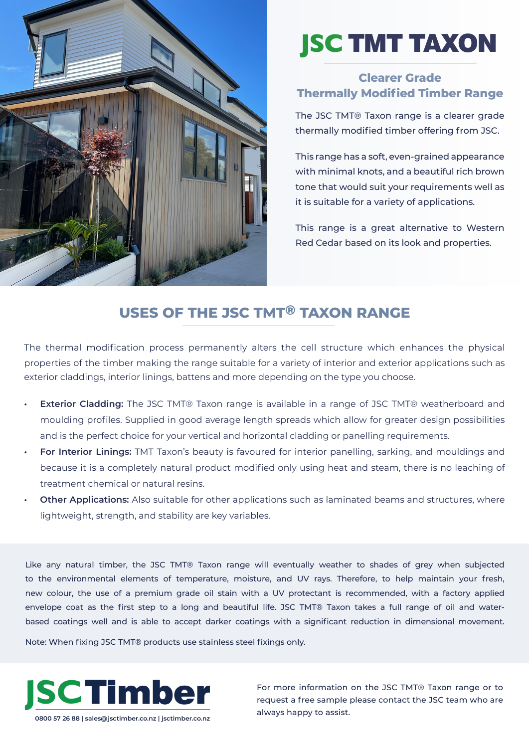# JSC TMT TAXON

## Clearer Grade Thermally Modified Timber Range

The JSC TMT® Taxon range is a clearer grade thermally modified timber offering from JSC.

This range has a soft, even-grained appearance with minimal knots, and a beautiful rich brown tone that would suit your requirements well as it is suitable for a variety of applications.

This range is a great alternative to Western Red Cedar based on its look and properties.

## USES OF THE JSC TMT® TAXON RANGE

The thermal modification process permanently alters the cell structure which enhances the physical properties of the timber making the range suitable for a variety of interior and exterior applications such as exterior claddings, interior linings, battens and more depending on the type you choose.

- **Exterior Cladding:** The JSC TMT® Taxon range is available in a range of JSC TMT® weatherboard and moulding profiles. Supplied in good average length spreads which allow for greater design possibilities and is the perfect choice for your vertical and horizontal cladding or panelling requirements.
- **For Interior Linings:** TMT Taxon's beauty is favoured for interior panelling, sarking, and mouldings and because it is a completely natural product modified only using heat and steam, there is no leaching of treatment chemical or natural resins.
- **Other Applications:** Also suitable for other applications such as laminated beams and structures, where lightweight, strength, and stability are key variables.

Like any natural timber, the JSC TMT® Taxon range will eventually weather to shades of grey when subjected to the environmental elements of temperature, moisture, and UV rays. Therefore, to help maintain your fresh, new colour, the use of a premium grade oil stain with a UV protectant is recommended, with a factory applied envelope coat as the first step to a long and beautiful life. JSC TMT® Taxon takes a full range of oil and water-based coatings well and is able to accept darker coatings with a significant reduction in dimensional movement.

Note: When fixing JSC TMT® products use stainless steel fixings only.

**JSCTimber**

0800 57 26 88 | sales@jsctimber.co.nz | jsctimber.co.nz

For more information on the JSC TMT® Taxon range or to request a free sample please contact the JSC team who are always happy to assist.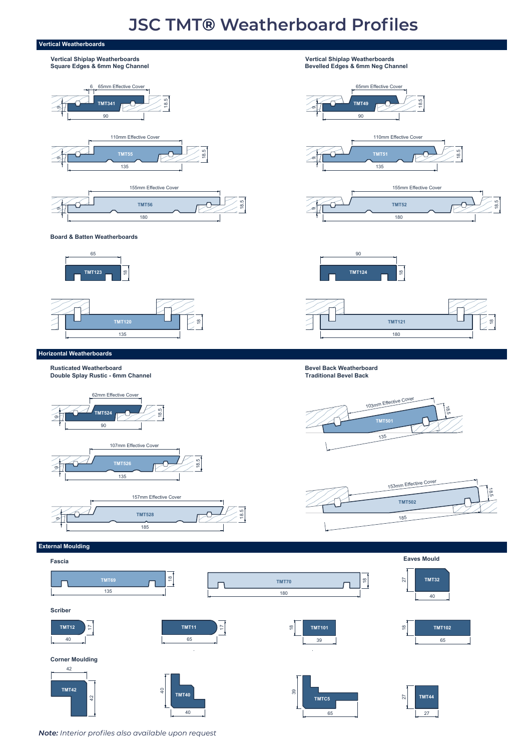# JSC TMT® Weatherboard Profiles

## Vertical Weatherboards

### Vertical Shiplap Weatherboards
**Square Edges & 6mm Neg Channel**

6
65mm Effective Cover
TMT341
9
18.5
90

110mm Effective Cover
TMT55
9
18.5
135

155mm Effective Cover
TMT56
9
18.5
180

### Vertical Shiplap Weatherboards
**Bevelled Edges & 6mm Neg Channel**

65mm Effective Cover
TMT49
9
18.5
90

110mm Effective Cover
TMT51
9
18.5
135

155mm Effective Cover
TMT52
9
18.5
180

### Board & Batten Weatherboards

65
TMT123
18

90
TMT124
18

TMT120
18
135

TMT121
18
180

## Horizontal Weatherboards

### Rusticated Weatherboard
**Double Splay Rustic - 6mm Channel**

62mm Effective Cover
TMT524
9
18.5
90

107mm Effective Cover
TMT526
9
18.5
135

157mm Effective Cover
TMT528
9
18.5
185

### Bevel Back Weatherboard
**Traditional Bevel Back**

103mm Effective Cover
TMT501
18.5
135

153mm Effective Cover
TMT502
18.5
185

## External Moulding

### Fascia

TMT69
18
135

TMT70
18
180

### Eaves Mould

TMT32
27
40

### Scriber

TMT12
17
40

TMT11
17
65

TMT101
18
39

TMT102
18
65

### Corner Moulding

42
TMT42
42

TMT40
40
40

TMTC5
39
65

TMT44
27
27

***Note:*** *Interior profiles also available upon request*